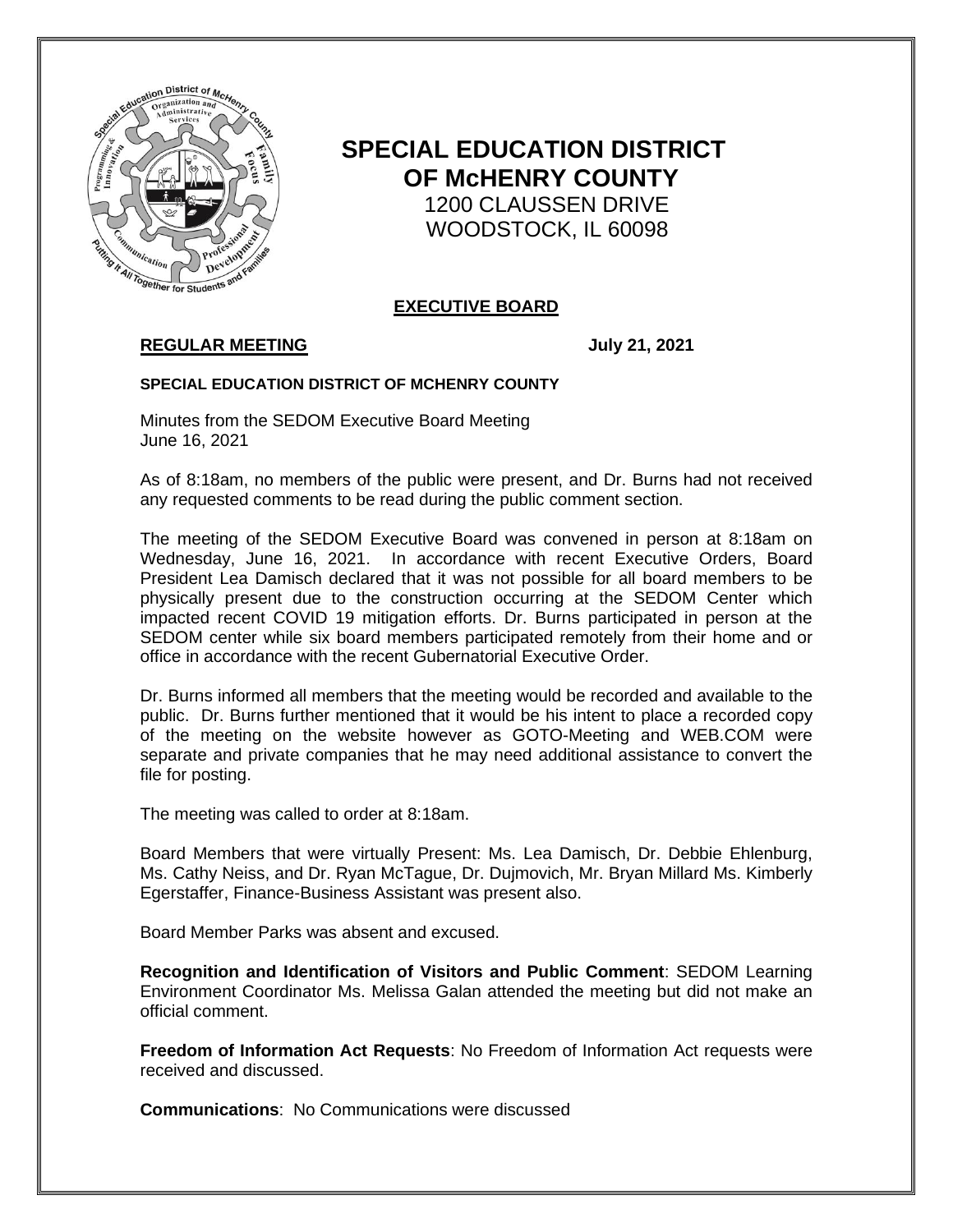# SPECIAL EDUCATION DISTRICT OF McHENRY COUNTY

1200 CLAUSSEN DRIVE
WOODSTOCK, IL 60098

## EXECUTIVE BOARD

**REGULAR MEETING** **July 21, 2021**

**SPECIAL EDUCATION DISTRICT OF MCHENRY COUNTY**

Minutes from the SEDOM Executive Board Meeting
June 16, 2021

As of 8:18am, no members of the public were present, and Dr. Burns had not received any requested comments to be read during the public comment section.

The meeting of the SEDOM Executive Board was convened in person at 8:18am on Wednesday, June 16, 2021. In accordance with recent Executive Orders, Board President Lea Damisch declared that it was not possible for all board members to be physically present due to the construction occurring at the SEDOM Center which impacted recent COVID 19 mitigation efforts. Dr. Burns participated in person at the SEDOM center while six board members participated remotely from their home and or office in accordance with the recent Gubernatorial Executive Order.

Dr. Burns informed all members that the meeting would be recorded and available to the public. Dr. Burns further mentioned that it would be his intent to place a recorded copy of the meeting on the website however as GOTO-Meeting and WEB.COM were separate and private companies that he may need additional assistance to convert the file for posting.

The meeting was called to order at 8:18am.

Board Members that were virtually Present: Ms. Lea Damisch, Dr. Debbie Ehlenburg, Ms. Cathy Neiss, and Dr. Ryan McTague, Dr. Dujmovich, Mr. Bryan Millard Ms. Kimberly Egerstaffer, Finance-Business Assistant was present also.

Board Member Parks was absent and excused.

**Recognition and Identification of Visitors and Public Comment**: SEDOM Learning Environment Coordinator Ms. Melissa Galan attended the meeting but did not make an official comment.

**Freedom of Information Act Requests**: No Freedom of Information Act requests were received and discussed.

**Communications**: No Communications were discussed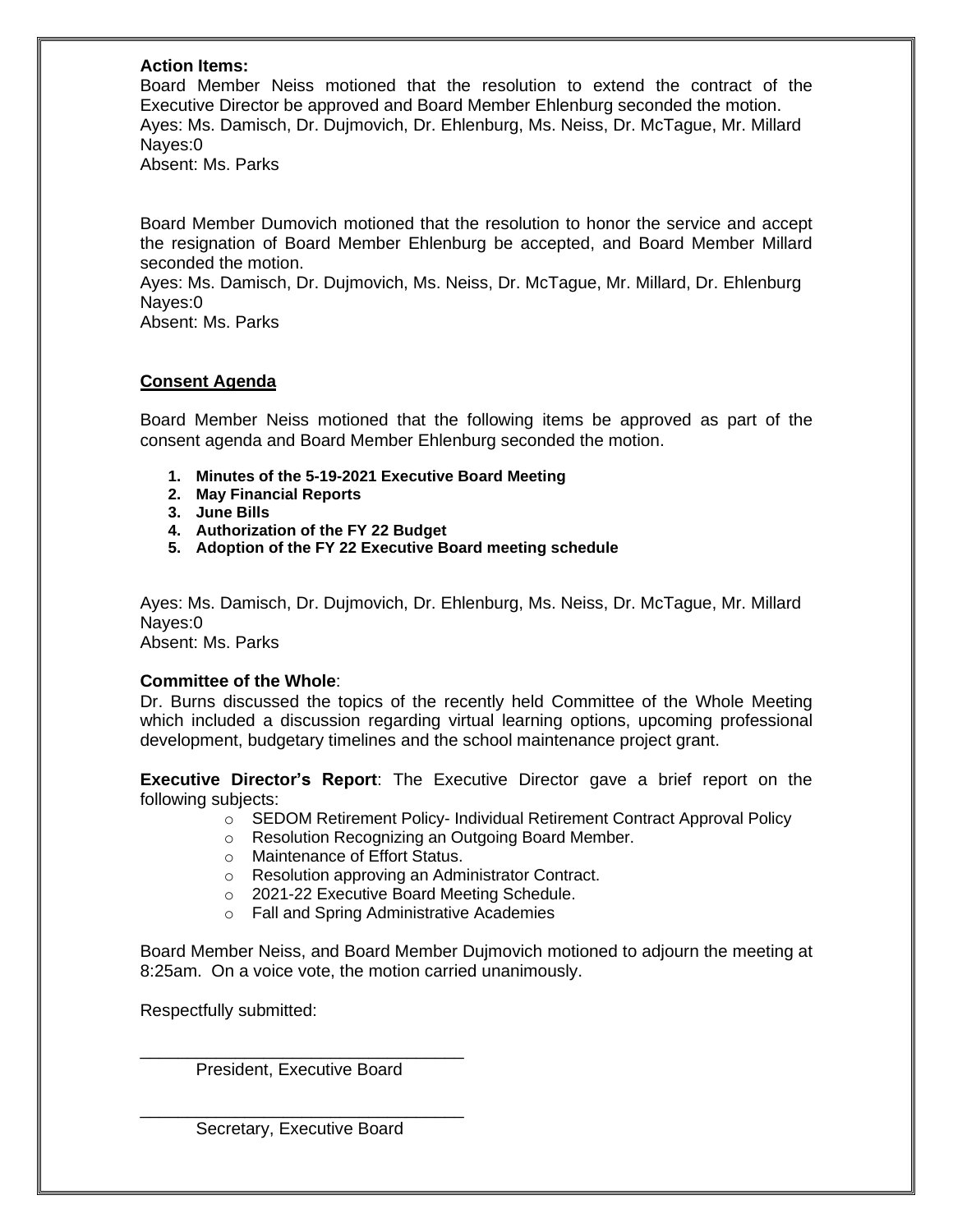**Action Items:**

Board Member Neiss motioned that the resolution to extend the contract of the Executive Director be approved and Board Member Ehlenburg seconded the motion.
Ayes: Ms. Damisch, Dr. Dujmovich, Dr. Ehlenburg, Ms. Neiss, Dr. McTague, Mr. Millard
Nayes:0
Absent: Ms. Parks

Board Member Dumovich motioned that the resolution to honor the service and accept the resignation of Board Member Ehlenburg be accepted, and Board Member Millard seconded the motion.
Ayes: Ms. Damisch, Dr. Dujmovich, Ms. Neiss, Dr. McTague, Mr. Millard, Dr. Ehlenburg
Nayes:0
Absent: Ms. Parks

**Consent Agenda**

Board Member Neiss motioned that the following items be approved as part of the consent agenda and Board Member Ehlenburg seconded the motion.

1. **Minutes of the 5-19-2021 Executive Board Meeting**
2. **May Financial Reports**
3. **June Bills**
4. **Authorization of the FY 22 Budget**
5. **Adoption of the FY 22 Executive Board meeting schedule**

Ayes: Ms. Damisch, Dr. Dujmovich, Dr. Ehlenburg, Ms. Neiss, Dr. McTague, Mr. Millard
Nayes:0
Absent: Ms. Parks

**Committee of the Whole**:
Dr. Burns discussed the topics of the recently held Committee of the Whole Meeting which included a discussion regarding virtual learning options, upcoming professional development, budgetary timelines and the school maintenance project grant.

**Executive Director's Report**: The Executive Director gave a brief report on the following subjects:

- SEDOM Retirement Policy- Individual Retirement Contract Approval Policy
- Resolution Recognizing an Outgoing Board Member.
- Maintenance of Effort Status.
- Resolution approving an Administrator Contract.
- 2021-22 Executive Board Meeting Schedule.
- Fall and Spring Administrative Academies

Board Member Neiss, and Board Member Dujmovich motioned to adjourn the meeting at 8:25am. On a voice vote, the motion carried unanimously.

Respectfully submitted:

\_\_\_\_\_\_\_\_\_\_\_\_\_\_\_\_\_\_\_\_\_\_\_\_\_\_\_\_\_\_\_\_\_\_
President, Executive Board

\_\_\_\_\_\_\_\_\_\_\_\_\_\_\_\_\_\_\_\_\_\_\_\_\_\_\_\_\_\_\_\_\_\_
Secretary, Executive Board